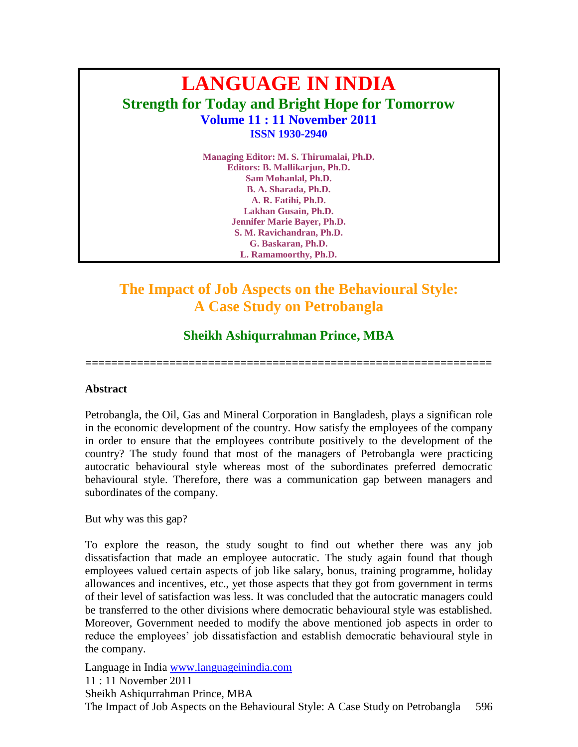# LANGUAGE IN INDIA

## Strength for Today and Bright Hope for Tomorrow

**Volume 11 : 11 November 2011**

**ISSN 1930-2940**

**Managing Editor: M. S. Thirumalai, Ph.D.**
**Editors: B. Mallikarjun, Ph.D.**
**Sam Mohanlal, Ph.D.**
**B. A. Sharada, Ph.D.**
**A. R. Fatihi, Ph.D.**
**Lakhan Gusain, Ph.D.**
**Jennifer Marie Bayer, Ph.D.**
**S. M. Ravichandran, Ph.D.**
**G. Baskaran, Ph.D.**
**L. Ramamoorthy, Ph.D.**

# The Impact of Job Aspects on the Behavioural Style: A Case Study on Petrobangla

## Sheikh Ashiqurrahman Prince, MBA

==============================================================

### Abstract

Petrobangla, the Oil, Gas and Mineral Corporation in Bangladesh, plays a significan role in the economic development of the country. How satisfy the employees of the company in order to ensure that the employees contribute positively to the development of the country? The study found that most of the managers of Petrobangla were practicing autocratic behavioural style whereas most of the subordinates preferred democratic behavioural style. Therefore, there was a communication gap between managers and subordinates of the company.

But why was this gap?

To explore the reason, the study sought to find out whether there was any job dissatisfaction that made an employee autocratic. The study again found that though employees valued certain aspects of job like salary, bonus, training programme, holiday allowances and incentives, etc., yet those aspects that they got from government in terms of their level of satisfaction was less. It was concluded that the autocratic managers could be transferred to the other divisions where democratic behavioural style was established. Moreover, Government needed to modify the above mentioned job aspects in order to reduce the employees' job dissatisfaction and establish democratic behavioural style in the company.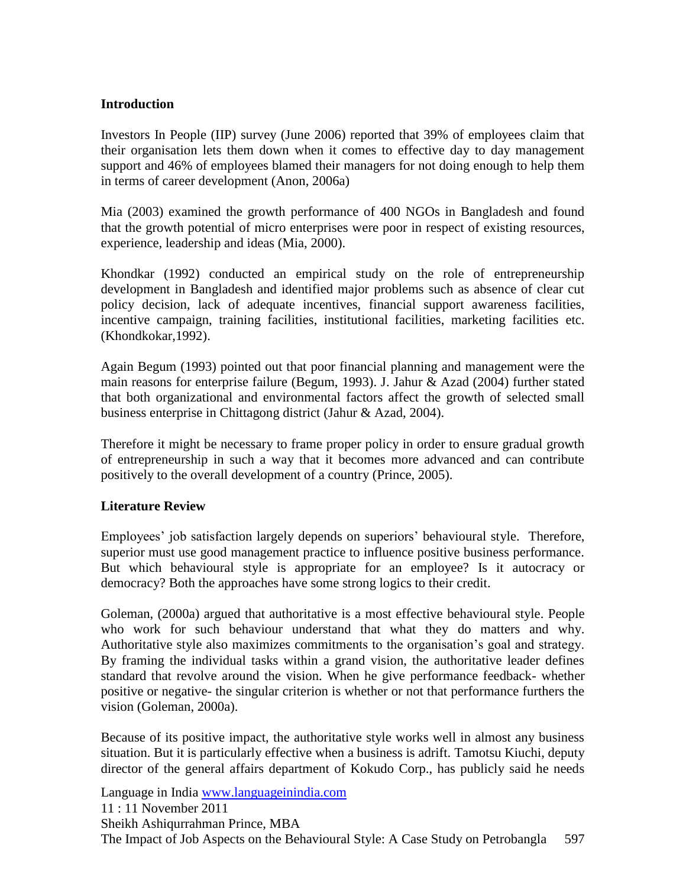## Introduction

Investors In People (IIP) survey (June 2006) reported that 39% of employees claim that their organisation lets them down when it comes to effective day to day management support and 46% of employees blamed their managers for not doing enough to help them in terms of career development (Anon, 2006a)

Mia (2003) examined the growth performance of 400 NGOs in Bangladesh and found that the growth potential of micro enterprises were poor in respect of existing resources, experience, leadership and ideas (Mia, 2000).

Khondkar (1992) conducted an empirical study on the role of entrepreneurship development in Bangladesh and identified major problems such as absence of clear cut policy decision, lack of adequate incentives, financial support awareness facilities, incentive campaign, training facilities, institutional facilities, marketing facilities etc. (Khondkokar,1992).

Again Begum (1993) pointed out that poor financial planning and management were the main reasons for enterprise failure (Begum, 1993). J. Jahur & Azad (2004) further stated that both organizational and environmental factors affect the growth of selected small business enterprise in Chittagong district (Jahur & Azad, 2004).

Therefore it might be necessary to frame proper policy in order to ensure gradual growth of entrepreneurship in such a way that it becomes more advanced and can contribute positively to the overall development of a country (Prince, 2005).

## Literature Review

Employees' job satisfaction largely depends on superiors' behavioural style. Therefore, superior must use good management practice to influence positive business performance. But which behavioural style is appropriate for an employee? Is it autocracy or democracy? Both the approaches have some strong logics to their credit.

Goleman, (2000a) argued that authoritative is a most effective behavioural style. People who work for such behaviour understand that what they do matters and why. Authoritative style also maximizes commitments to the organisation's goal and strategy. By framing the individual tasks within a grand vision, the authoritative leader defines standard that revolve around the vision. When he give performance feedback- whether positive or negative- the singular criterion is whether or not that performance furthers the vision (Goleman, 2000a).

Because of its positive impact, the authoritative style works well in almost any business situation. But it is particularly effective when a business is adrift. Tamotsu Kiuchi, deputy director of the general affairs department of Kokudo Corp., has publicly said he needs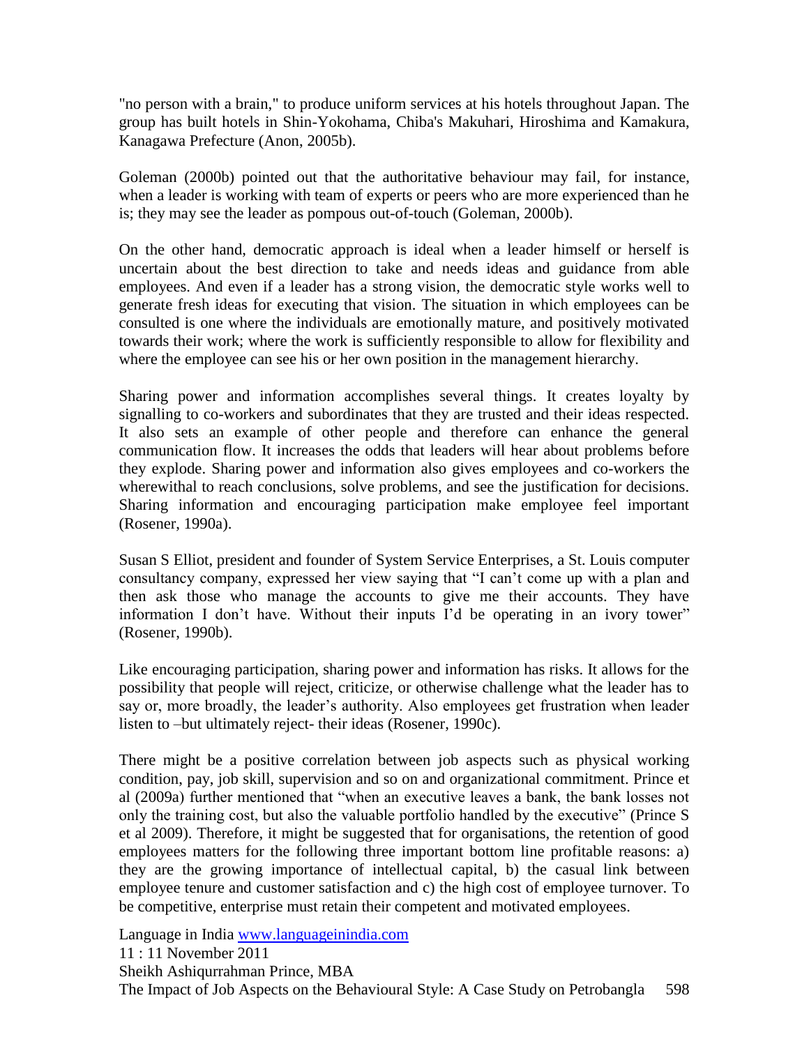"no person with a brain," to produce uniform services at his hotels throughout Japan. The group has built hotels in Shin-Yokohama, Chiba's Makuhari, Hiroshima and Kamakura, Kanagawa Prefecture (Anon, 2005b).

Goleman (2000b) pointed out that the authoritative behaviour may fail, for instance, when a leader is working with team of experts or peers who are more experienced than he is; they may see the leader as pompous out-of-touch (Goleman, 2000b).

On the other hand, democratic approach is ideal when a leader himself or herself is uncertain about the best direction to take and needs ideas and guidance from able employees. And even if a leader has a strong vision, the democratic style works well to generate fresh ideas for executing that vision. The situation in which employees can be consulted is one where the individuals are emotionally mature, and positively motivated towards their work; where the work is sufficiently responsible to allow for flexibility and where the employee can see his or her own position in the management hierarchy.

Sharing power and information accomplishes several things. It creates loyalty by signalling to co-workers and subordinates that they are trusted and their ideas respected. It also sets an example of other people and therefore can enhance the general communication flow. It increases the odds that leaders will hear about problems before they explode. Sharing power and information also gives employees and co-workers the wherewithal to reach conclusions, solve problems, and see the justification for decisions. Sharing information and encouraging participation make employee feel important (Rosener, 1990a).

Susan S Elliot, president and founder of System Service Enterprises, a St. Louis computer consultancy company, expressed her view saying that "I can't come up with a plan and then ask those who manage the accounts to give me their accounts. They have information I don't have. Without their inputs I'd be operating in an ivory tower" (Rosener, 1990b).

Like encouraging participation, sharing power and information has risks. It allows for the possibility that people will reject, criticize, or otherwise challenge what the leader has to say or, more broadly, the leader's authority. Also employees get frustration when leader listen to –but ultimately reject- their ideas (Rosener, 1990c).

There might be a positive correlation between job aspects such as physical working condition, pay, job skill, supervision and so on and organizational commitment. Prince et al (2009a) further mentioned that "when an executive leaves a bank, the bank losses not only the training cost, but also the valuable portfolio handled by the executive" (Prince S et al 2009). Therefore, it might be suggested that for organisations, the retention of good employees matters for the following three important bottom line profitable reasons: a) they are the growing importance of intellectual capital, b) the casual link between employee tenure and customer satisfaction and c) the high cost of employee turnover. To be competitive, enterprise must retain their competent and motivated employees.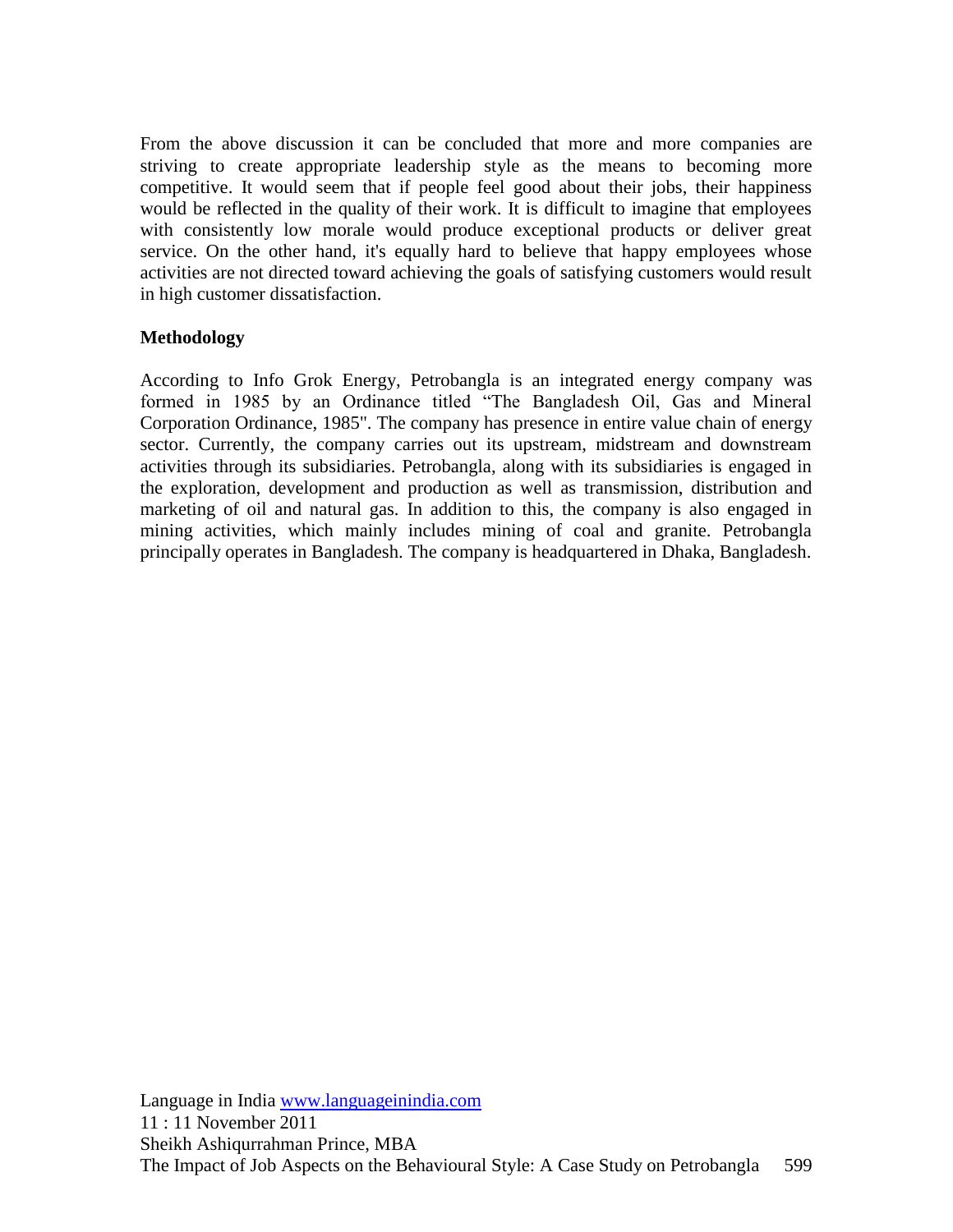From the above discussion it can be concluded that more and more companies are striving to create appropriate leadership style as the means to becoming more competitive. It would seem that if people feel good about their jobs, their happiness would be reflected in the quality of their work. It is difficult to imagine that employees with consistently low morale would produce exceptional products or deliver great service. On the other hand, it's equally hard to believe that happy employees whose activities are not directed toward achieving the goals of satisfying customers would result in high customer dissatisfaction.

**Methodology**

According to Info Grok Energy, Petrobangla is an integrated energy company was formed in 1985 by an Ordinance titled "The Bangladesh Oil, Gas and Mineral Corporation Ordinance, 1985". The company has presence in entire value chain of energy sector. Currently, the company carries out its upstream, midstream and downstream activities through its subsidiaries. Petrobangla, along with its subsidiaries is engaged in the exploration, development and production as well as transmission, distribution and marketing of oil and natural gas. In addition to this, the company is also engaged in mining activities, which mainly includes mining of coal and granite. Petrobangla principally operates in Bangladesh. The company is headquartered in Dhaka, Bangladesh.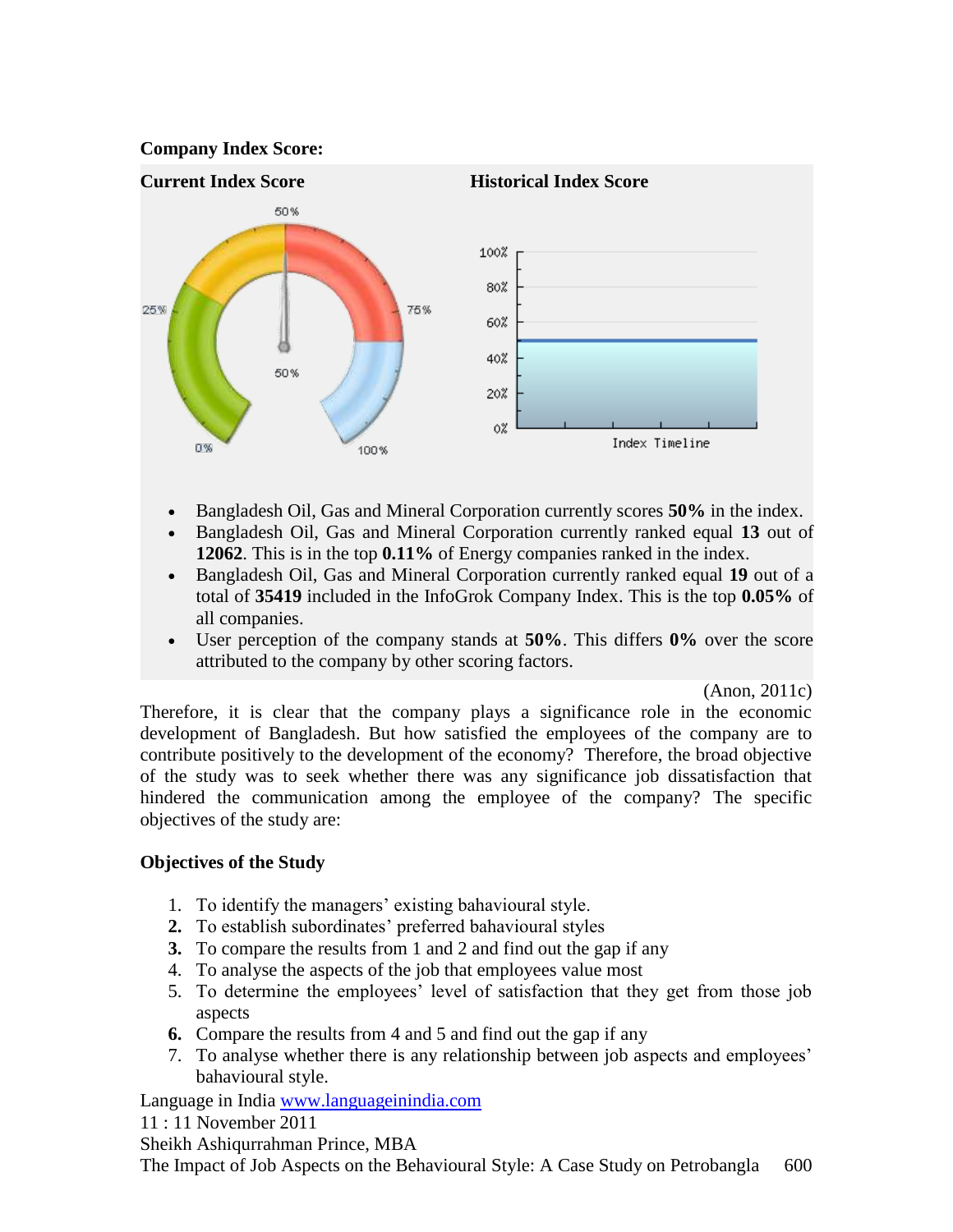**Company Index Score:**

**Current Index Score** **Historical Index Score**

- Bangladesh Oil, Gas and Mineral Corporation currently scores **50%** in the index.
- Bangladesh Oil, Gas and Mineral Corporation currently ranked equal **13** out of **12062**. This is in the top **0.11%** of Energy companies ranked in the index.
- Bangladesh Oil, Gas and Mineral Corporation currently ranked equal **19** out of a total of **35419** included in the InfoGrok Company Index. This is the top **0.05%** of all companies.
- User perception of the company stands at **50%**. This differs **0%** over the score attributed to the company by other scoring factors.

(Anon, 2011c)

Therefore, it is clear that the company plays a significance role in the economic development of Bangladesh. But how satisfied the employees of the company are to contribute positively to the development of the economy? Therefore, the broad objective of the study was to seek whether there was any significance job dissatisfaction that hindered the communication among the employee of the company? The specific objectives of the study are:

**Objectives of the Study**

1. To identify the managers' existing bahavioural style.
2. To establish subordinates' preferred bahavioural styles
3. To compare the results from 1 and 2 and find out the gap if any
4. To analyse the aspects of the job that employees value most
5. To determine the employees' level of satisfaction that they get from those job aspects
6. Compare the results from 4 and 5 and find out the gap if any
7. To analyse whether there is any relationship between job aspects and employees' bahavioural style.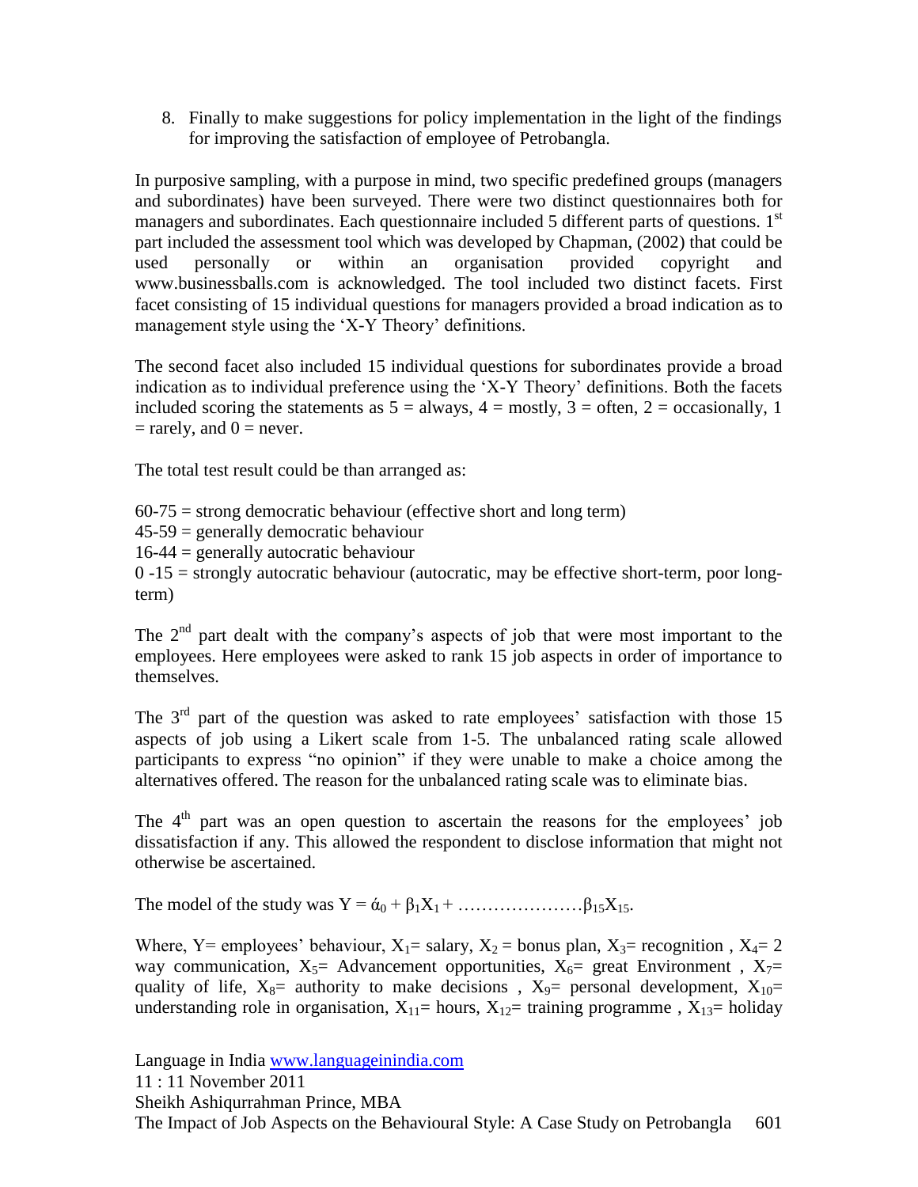8. Finally to make suggestions for policy implementation in the light of the findings for improving the satisfaction of employee of Petrobangla.

In purposive sampling, with a purpose in mind, two specific predefined groups (managers and subordinates) have been surveyed. There were two distinct questionnaires both for managers and subordinates. Each questionnaire included 5 different parts of questions. 1st part included the assessment tool which was developed by Chapman, (2002) that could be used personally or within an organisation provided copyright and www.businessballs.com is acknowledged. The tool included two distinct facets. First facet consisting of 15 individual questions for managers provided a broad indication as to management style using the 'X-Y Theory' definitions.

The second facet also included 15 individual questions for subordinates provide a broad indication as to individual preference using the 'X-Y Theory' definitions. Both the facets included scoring the statements as 5 = always, 4 = mostly, 3 = often, 2 = occasionally, 1 = rarely, and 0 = never.

The total test result could be than arranged as:

60-75 = strong democratic behaviour (effective short and long term)
45-59 = generally democratic behaviour
16-44 = generally autocratic behaviour
0 -15 = strongly autocratic behaviour (autocratic, may be effective short-term, poor long-term)

The 2nd part dealt with the company's aspects of job that were most important to the employees. Here employees were asked to rank 15 job aspects in order of importance to themselves.

The 3rd part of the question was asked to rate employees' satisfaction with those 15 aspects of job using a Likert scale from 1-5. The unbalanced rating scale allowed participants to express "no opinion" if they were unable to make a choice among the alternatives offered. The reason for the unbalanced rating scale was to eliminate bias.

The 4th part was an open question to ascertain the reasons for the employees' job dissatisfaction if any. This allowed the respondent to disclose information that might not otherwise be ascertained.

The model of the study was $Y = ά_0 + β_1X_1 + \ldots\ldots\ldots\ldots\ldots\ldots\ldots β_{15}X_{15}$.

Where, Y= employees' behaviour, $X_1$= salary, $X_2$ = bonus plan, $X_3$= recognition , $X_4$= 2 way communication, $X_5$= Advancement opportunities, $X_6$= great Environment , $X_7$= quality of life, $X_8$= authority to make decisions , $X_9$= personal development, $X_{10}$= understanding role in organisation, $X_{11}$= hours, $X_{12}$= training programme , $X_{13}$= holiday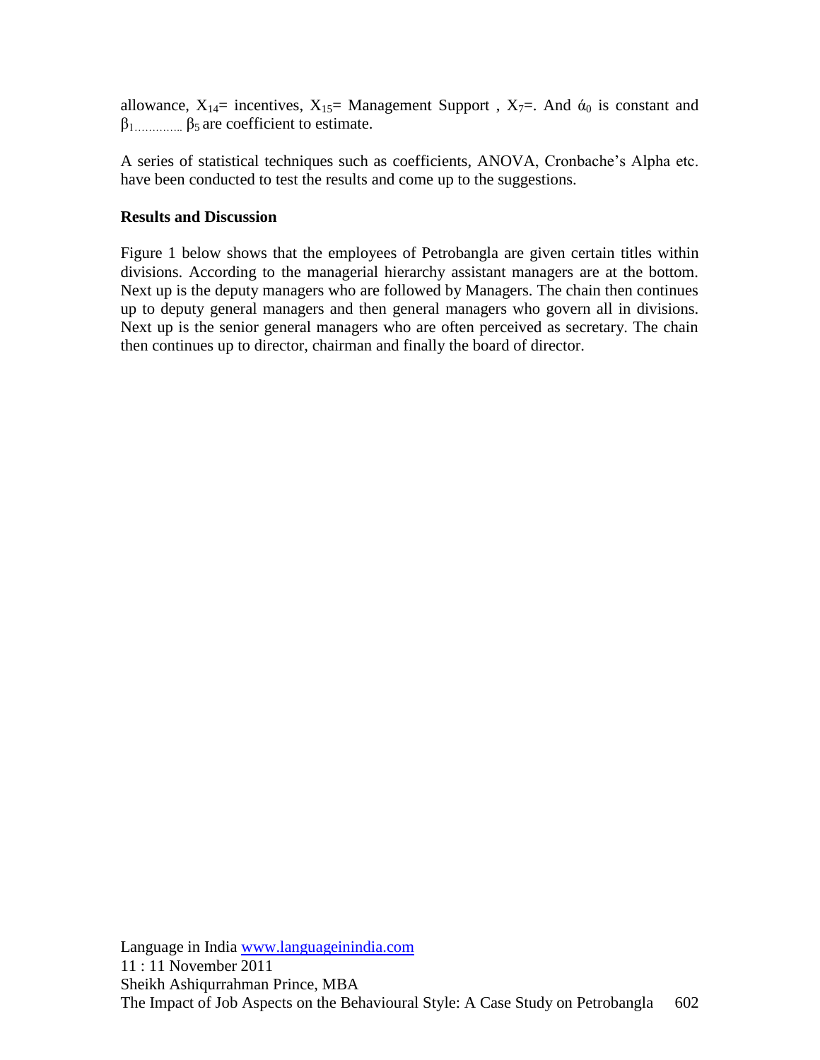allowance, $X_{14}$= incentives, $X_{15}$= Management Support , $X_7$=. And $\acute{\alpha}_0$ is constant and $\beta_{1}$............. $\beta_5$ are coefficient to estimate.

A series of statistical techniques such as coefficients, ANOVA, Cronbache's Alpha etc. have been conducted to test the results and come up to the suggestions.

**Results and Discussion**

Figure 1 below shows that the employees of Petrobangla are given certain titles within divisions. According to the managerial hierarchy assistant managers are at the bottom. Next up is the deputy managers who are followed by Managers. The chain then continues up to deputy general managers and then general managers who govern all in divisions. Next up is the senior general managers who are often perceived as secretary. The chain then continues up to director, chairman and finally the board of director.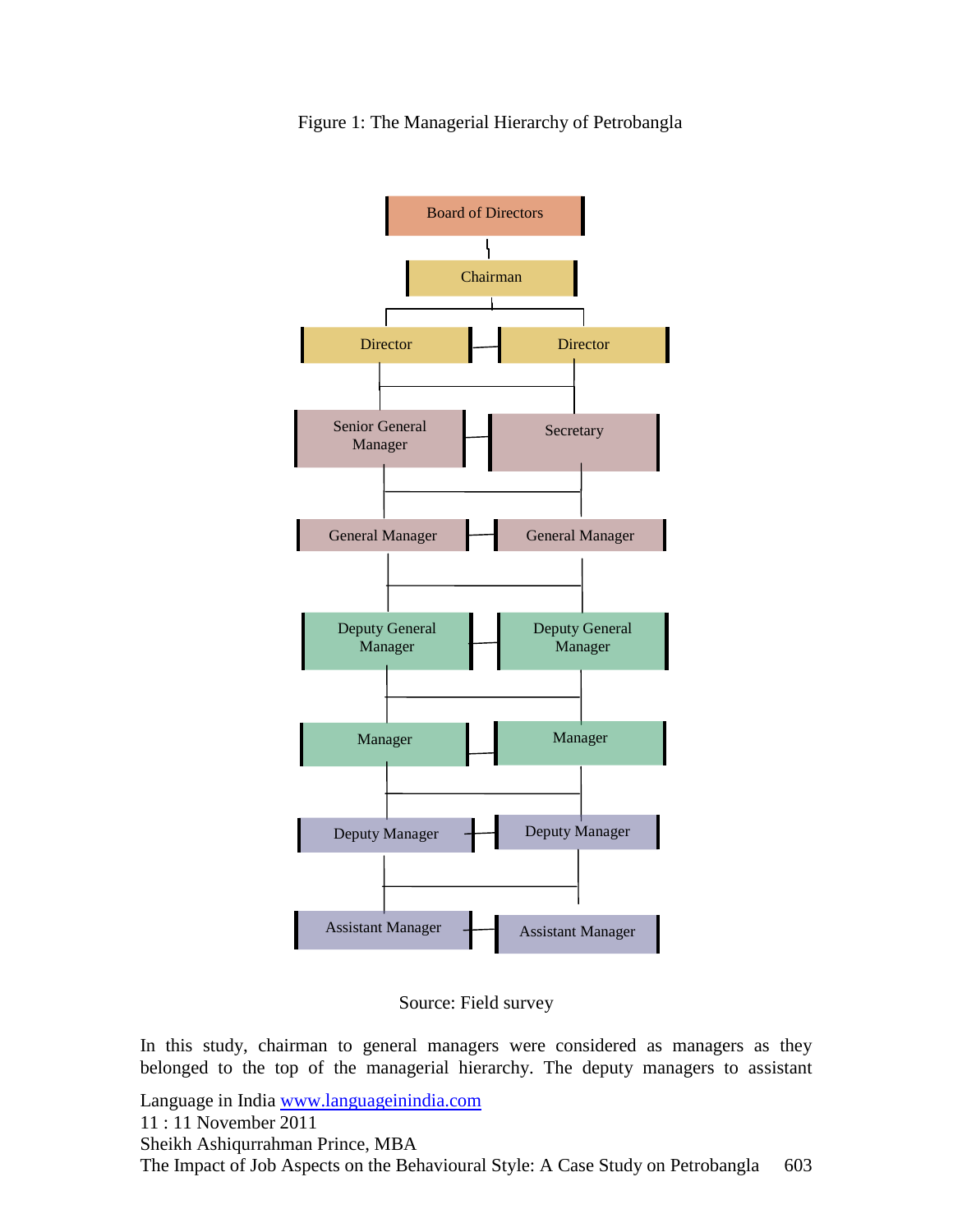Figure 1: The Managerial Hierarchy of Petrobangla

Board of Directors

Chairman

Director | Director

Senior General Manager | Secretary

General Manager | General Manager

Deputy General Manager | Deputy General Manager

Manager | Manager

Deputy Manager | Deputy Manager

Assistant Manager | Assistant Manager

Source: Field survey

In this study, chairman to general managers were considered as managers as they belonged to the top of the managerial hierarchy. The deputy managers to assistant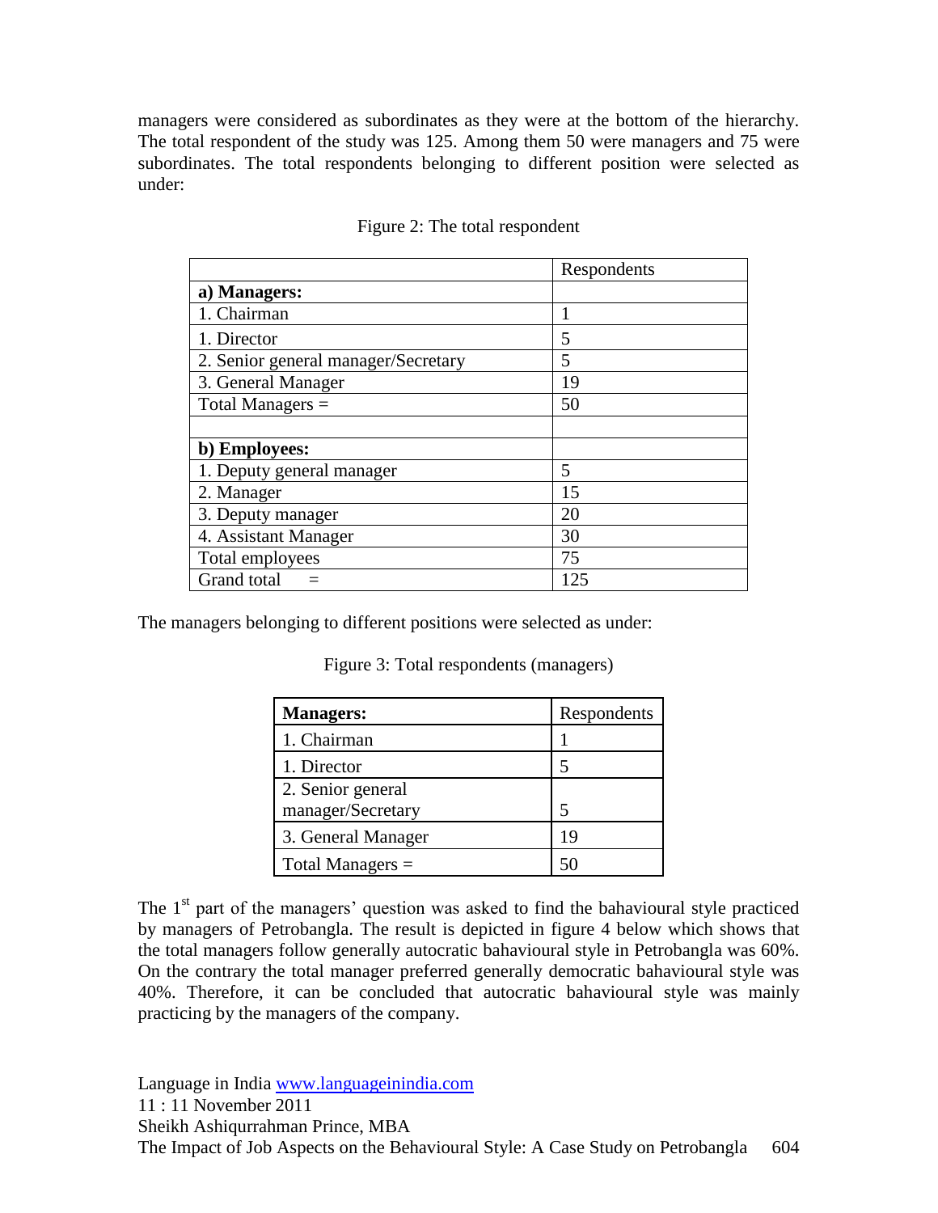managers were considered as subordinates as they were at the bottom of the hierarchy. The total respondent of the study was 125. Among them 50 were managers and 75 were subordinates. The total respondents belonging to different position were selected as under:

Figure 2: The total respondent

| | Respondents |
|---|---|
| **a) Managers:** | |
| 1. Chairman | 1 |
| 1. Director | 5 |
| 2. Senior general manager/Secretary | 5 |
| 3. General Manager | 19 |
| Total Managers = | 50 |
| | |
| **b) Employees:** | |
| 1. Deputy general manager | 5 |
| 2. Manager | 15 |
| 3. Deputy manager | 20 |
| 4. Assistant Manager | 30 |
| Total employees | 75 |
| Grand total = | 125 |

The managers belonging to different positions were selected as under:

Figure 3: Total respondents (managers)

| **Managers:** | Respondents |
|---|---|
| 1. Chairman | 1 |
| 1. Director | 5 |
| 2. Senior general manager/Secretary | 5 |
| 3. General Manager | 19 |
| Total Managers = | 50 |

The 1st part of the managers' question was asked to find the bahavioural style practiced by managers of Petrobangla. The result is depicted in figure 4 below which shows that the total managers follow generally autocratic bahavioural style in Petrobangla was 60%. On the contrary the total manager preferred generally democratic bahavioural style was 40%. Therefore, it can be concluded that autocratic bahavioural style was mainly practicing by the managers of the company.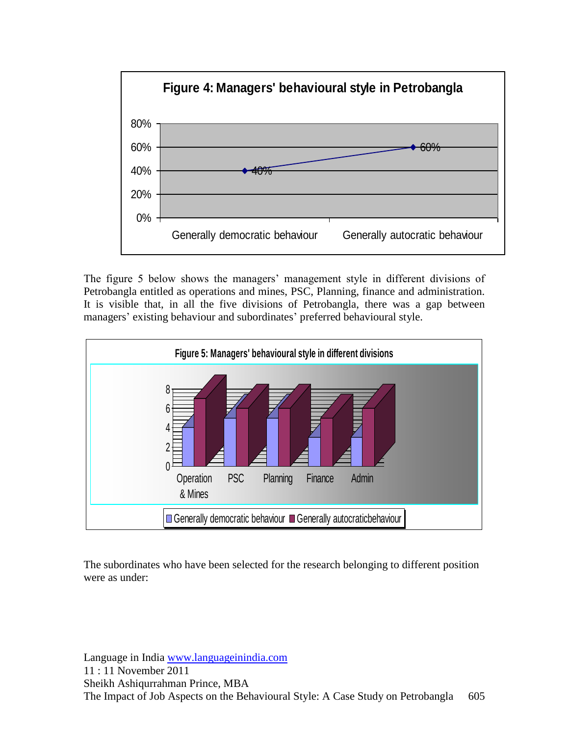**Figure 4: Managers' behavioural style in Petrobangla**

| | Percentage |
|---|---|
| Generally democratic behaviour | 40% |
| Generally autocratic behaviour | 60% |

The figure 5 below shows the managers' management style in different divisions of Petrobangla entitled as operations and mines, PSC, Planning, finance and administration. It is visible that, in all the five divisions of Petrobangla, there was a gap between managers' existing behaviour and subordinates' preferred behavioural style.

**Figure 5: Managers' behavioural style in different divisions**

| Division | Generally democratic behaviour | Generally autocraticbehaviour |
|---|---|---|
| Operation & Mines | 4 | 7 |
| PSC | 5 | 6 |
| Planning | 5 | 6 |
| Finance | 3 | 5 |
| Admin | 3 | 6 |

The subordinates who have been selected for the research belonging to different position were as under: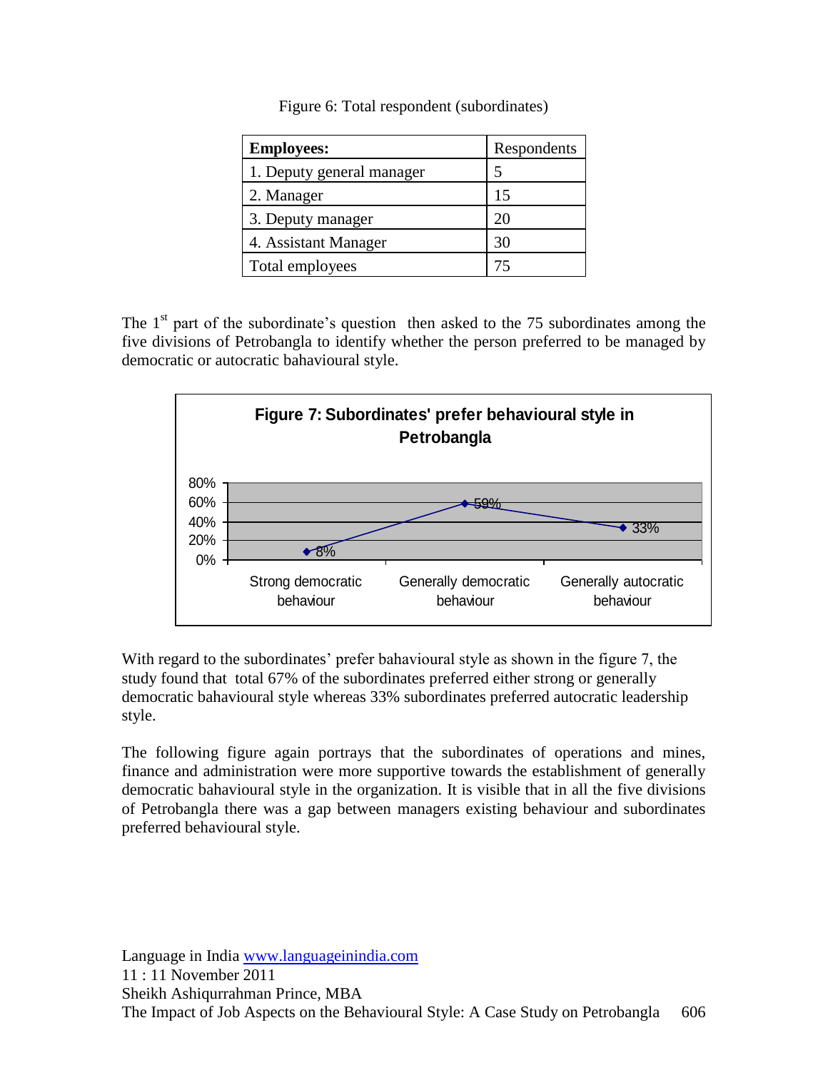Figure 6: Total respondent (subordinates)

| **Employees:** | Respondents |
|---|---|
| 1. Deputy general manager | 5 |
| 2. Manager | 15 |
| 3. Deputy manager | 20 |
| 4. Assistant Manager | 30 |
| Total employees | 75 |

The 1st part of the subordinate's question then asked to the 75 subordinates among the five divisions of Petrobangla to identify whether the person preferred to be managed by democratic or autocratic bahavioural style.

**Figure 7: Subordinates' prefer behavioural style in Petrobangla**

| Strong democratic behaviour | Generally democratic behaviour | Generally autocratic behaviour |
|---|---|---|
| 8% | 59% | 33% |

With regard to the subordinates' prefer bahavioural style as shown in the figure 7, the study found that total 67% of the subordinates preferred either strong or generally democratic bahavioural style whereas 33% subordinates preferred autocratic leadership style.

The following figure again portrays that the subordinates of operations and mines, finance and administration were more supportive towards the establishment of generally democratic bahavioural style in the organization. It is visible that in all the five divisions of Petrobangla there was a gap between managers existing behaviour and subordinates preferred behavioural style.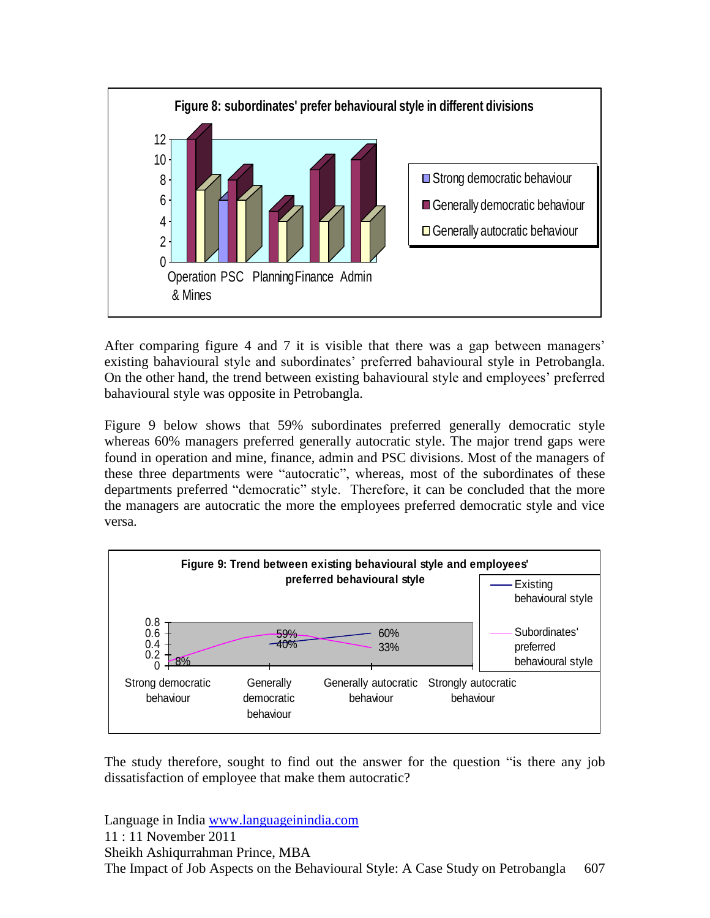**Figure 8: subordinates' prefer behavioural style in different divisions**

After comparing figure 4 and 7 it is visible that there was a gap between managers' existing bahavioural style and subordinates' preferred bahavioural style in Petrobangla. On the other hand, the trend between existing bahavioural style and employees' preferred bahavioural style was opposite in Petrobangla.

Figure 9 below shows that 59% subordinates preferred generally democratic style whereas 60% managers preferred generally autocratic style. The major trend gaps were found in operation and mine, finance, admin and PSC divisions. Most of the managers of these three departments were "autocratic", whereas, most of the subordinates of these departments preferred "democratic" style. Therefore, it can be concluded that the more the managers are autocratic the more the employees preferred democratic style and vice versa.

**Figure 9: Trend between existing behavioural style and employees' preferred behavioural style**

The study therefore, sought to find out the answer for the question "is there any job dissatisfaction of employee that make them autocratic?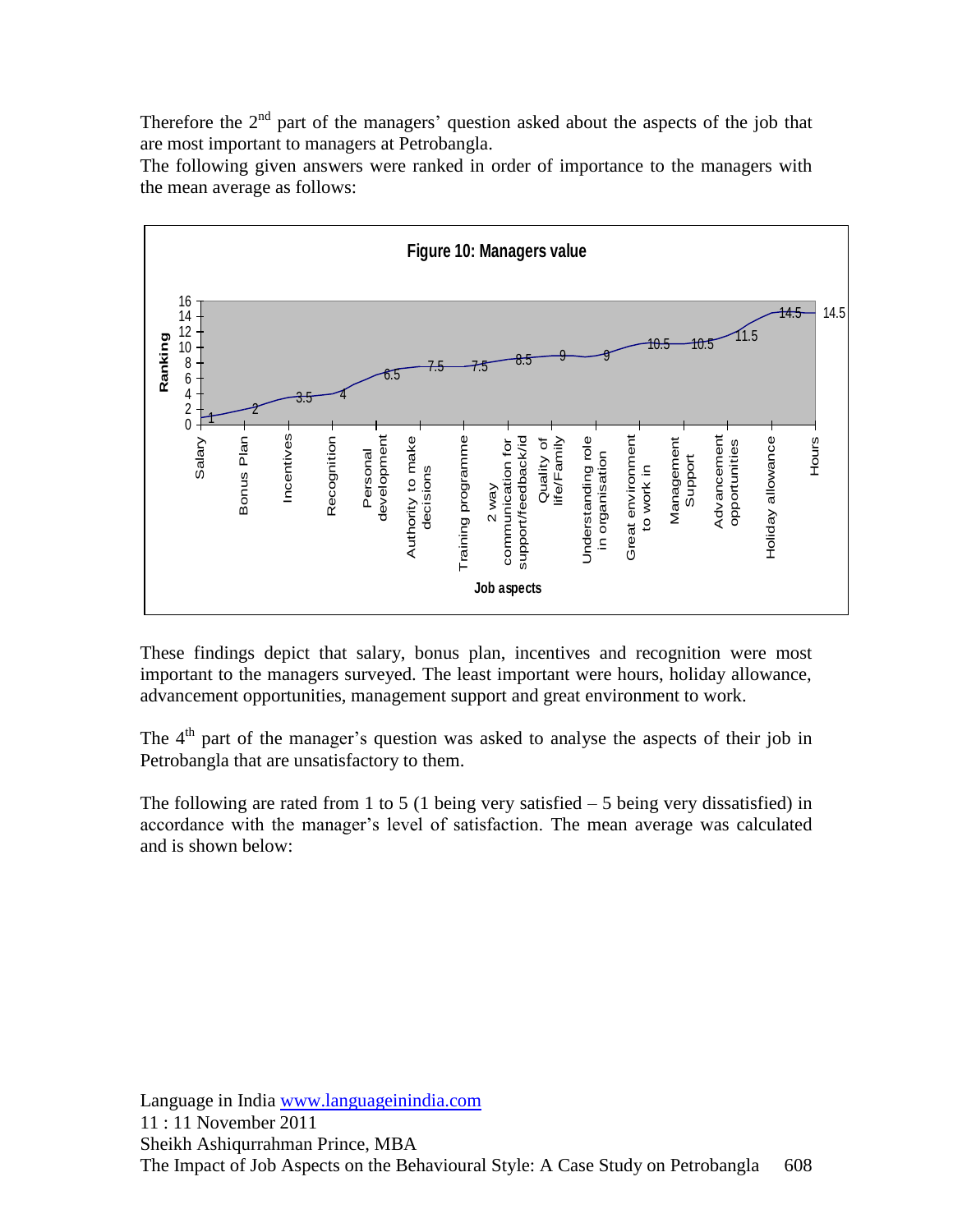Therefore the 2nd part of the managers' question asked about the aspects of the job that are most important to managers at Petrobangla.

The following given answers were ranked in order of importance to the managers with the mean average as follows:

**Figure 10: Managers value**

| Job aspects | Ranking |
|---|---|
| Salary | 1 |
| Bonus Plan | 2 |
| Incentives | 3.5 |
| Recognition | 4 |
| Personal development | 6.5 |
| Authority to make decisions | 7.5 |
| Training programme | 7.5 |
| 2 way communication for support/feedback/id | 8.5 |
| Quality of life/Family | 9 |
| Understanding role in organisation | 9 |
| Great environment to work in | 10.5 |
| Management Support | 10.5 |
| Advancement opportunities | 11.5 |
| Holiday allowance | 14.5 |
| Hours | 14.5 |

These findings depict that salary, bonus plan, incentives and recognition were most important to the managers surveyed. The least important were hours, holiday allowance, advancement opportunities, management support and great environment to work.

The 4th part of the manager's question was asked to analyse the aspects of their job in Petrobangla that are unsatisfactory to them.

The following are rated from 1 to 5 (1 being very satisfied – 5 being very dissatisfied) in accordance with the manager's level of satisfaction. The mean average was calculated and is shown below: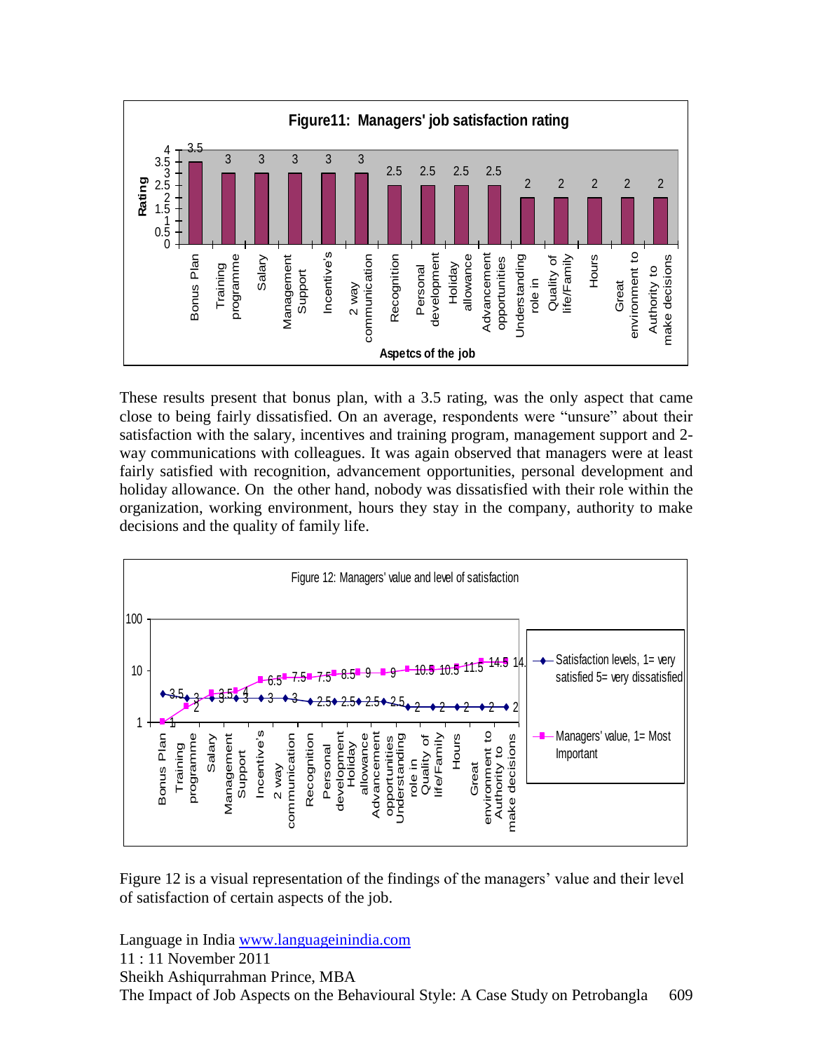**Figure11: Managers' job satisfaction rating**

These results present that bonus plan, with a 3.5 rating, was the only aspect that came close to being fairly dissatisfied. On an average, respondents were "unsure" about their satisfaction with the salary, incentives and training program, management support and 2-way communications with colleagues. It was again observed that managers were at least fairly satisfied with recognition, advancement opportunities, personal development and holiday allowance. On the other hand, nobody was dissatisfied with their role within the organization, working environment, hours they stay in the company, authority to make decisions and the quality of family life.

Figure 12: Managers' value and level of satisfaction

Figure 12 is a visual representation of the findings of the managers' value and their level of satisfaction of certain aspects of the job.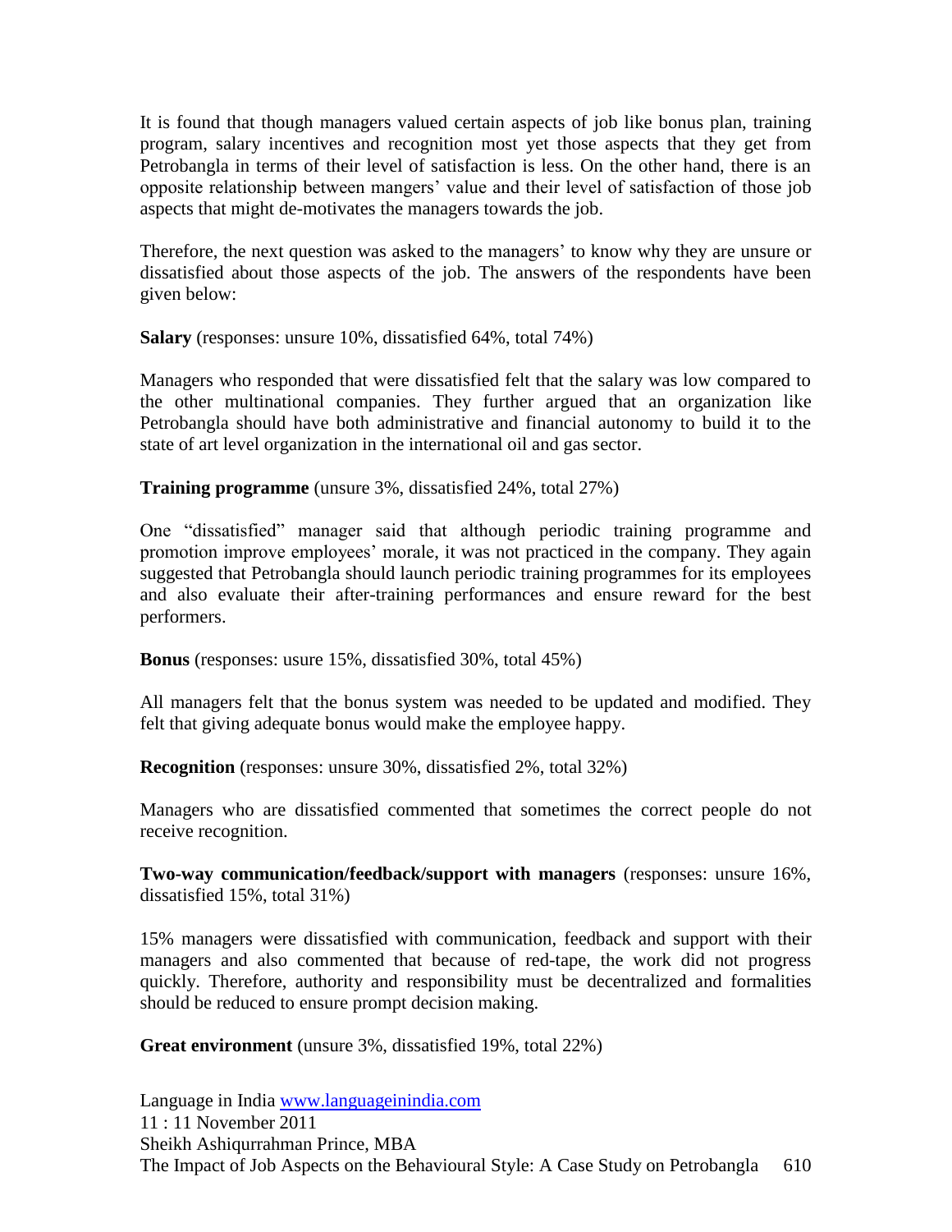It is found that though managers valued certain aspects of job like bonus plan, training program, salary incentives and recognition most yet those aspects that they get from Petrobangla in terms of their level of satisfaction is less. On the other hand, there is an opposite relationship between mangers' value and their level of satisfaction of those job aspects that might de-motivates the managers towards the job.

Therefore, the next question was asked to the managers' to know why they are unsure or dissatisfied about those aspects of the job. The answers of the respondents have been given below:

**Salary** (responses: unsure 10%, dissatisfied 64%, total 74%)

Managers who responded that were dissatisfied felt that the salary was low compared to the other multinational companies. They further argued that an organization like Petrobangla should have both administrative and financial autonomy to build it to the state of art level organization in the international oil and gas sector.

**Training programme** (unsure 3%, dissatisfied 24%, total 27%)

One "dissatisfied" manager said that although periodic training programme and promotion improve employees' morale, it was not practiced in the company. They again suggested that Petrobangla should launch periodic training programmes for its employees and also evaluate their after-training performances and ensure reward for the best performers.

**Bonus** (responses: usure 15%, dissatisfied 30%, total 45%)

All managers felt that the bonus system was needed to be updated and modified. They felt that giving adequate bonus would make the employee happy.

**Recognition** (responses: unsure 30%, dissatisfied 2%, total 32%)

Managers who are dissatisfied commented that sometimes the correct people do not receive recognition.

**Two-way communication/feedback/support with managers** (responses: unsure 16%, dissatisfied 15%, total 31%)

15% managers were dissatisfied with communication, feedback and support with their managers and also commented that because of red-tape, the work did not progress quickly. Therefore, authority and responsibility must be decentralized and formalities should be reduced to ensure prompt decision making.

**Great environment** (unsure 3%, dissatisfied 19%, total 22%)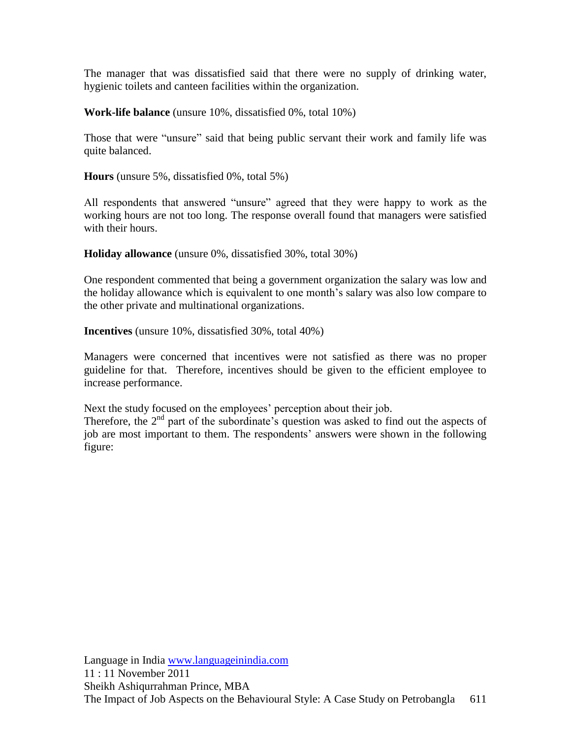The manager that was dissatisfied said that there were no supply of drinking water, hygienic toilets and canteen facilities within the organization.

**Work-life balance** (unsure 10%, dissatisfied 0%, total 10%)

Those that were "unsure" said that being public servant their work and family life was quite balanced.

**Hours** (unsure 5%, dissatisfied 0%, total 5%)

All respondents that answered "unsure" agreed that they were happy to work as the working hours are not too long. The response overall found that managers were satisfied with their hours.

**Holiday allowance** (unsure 0%, dissatisfied 30%, total 30%)

One respondent commented that being a government organization the salary was low and the holiday allowance which is equivalent to one month's salary was also low compare to the other private and multinational organizations.

**Incentives** (unsure 10%, dissatisfied 30%, total 40%)

Managers were concerned that incentives were not satisfied as there was no proper guideline for that. Therefore, incentives should be given to the efficient employee to increase performance.

Next the study focused on the employees' perception about their job.
Therefore, the 2nd part of the subordinate's question was asked to find out the aspects of job are most important to them. The respondents' answers were shown in the following figure: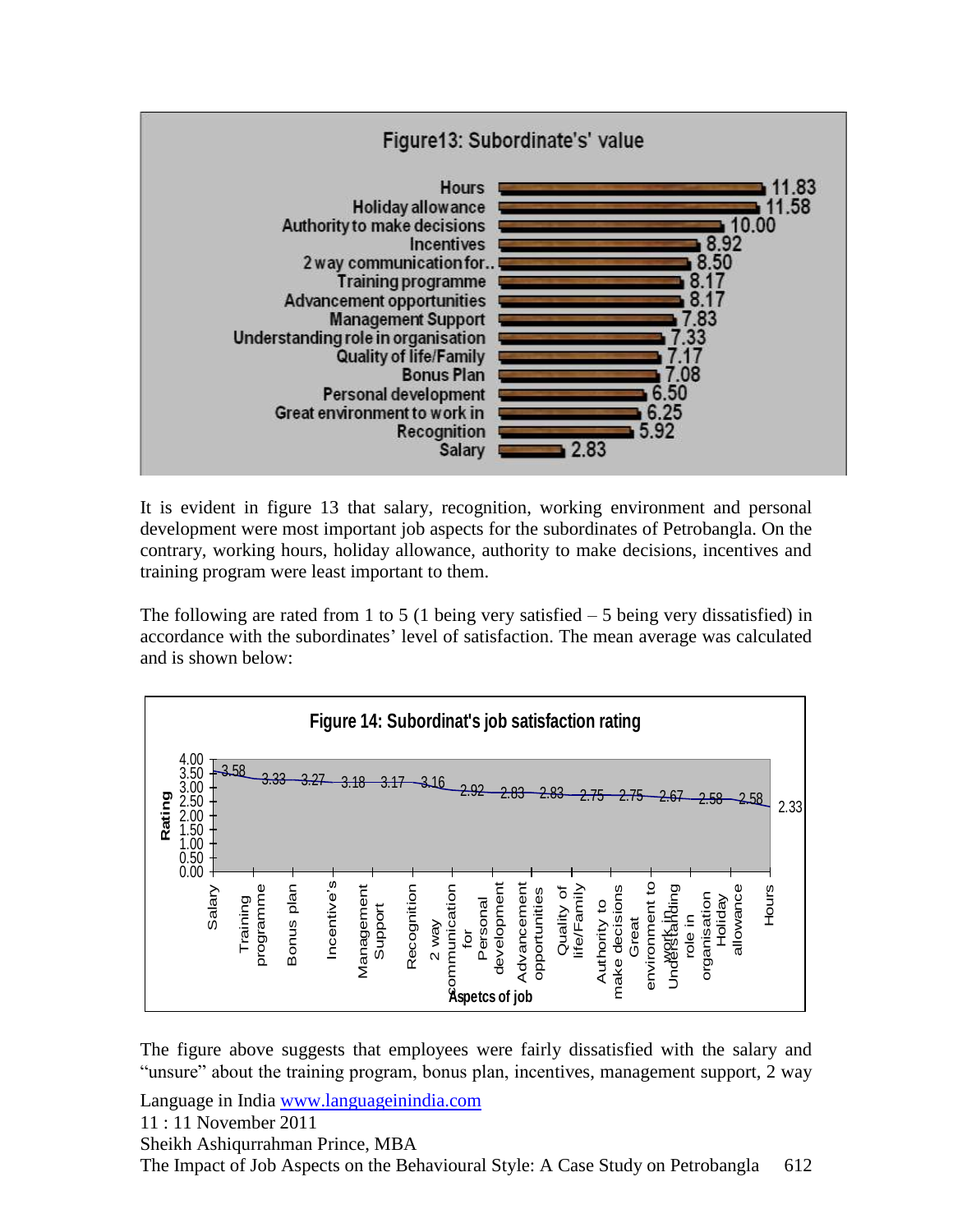Figure13: Subordinate's' value

| Aspect | Value |
|---|---|
| Hours | 11.83 |
| Holiday allowance | 11.58 |
| Authority to make decisions | 10.00 |
| Incentives | 8.92 |
| 2 way communication for.. | 8.50 |
| Training programme | 8.17 |
| Advancement opportunities | 8.17 |
| Management Support | 7.83 |
| Understanding role in organisation | 7.33 |
| Quality of life/Family | 7.17 |
| Bonus Plan | 7.08 |
| Personal development | 6.50 |
| Great environment to work in | 6.25 |
| Recognition | 5.92 |
| Salary | 2.83 |

It is evident in figure 13 that salary, recognition, working environment and personal development were most important job aspects for the subordinates of Petrobangla. On the contrary, working hours, holiday allowance, authority to make decisions, incentives and training program were least important to them.

The following are rated from 1 to 5 (1 being very satisfied – 5 being very dissatisfied) in accordance with the subordinates' level of satisfaction. The mean average was calculated and is shown below:

Figure 14: Subordinat's job satisfaction rating

| Aspetcs of job | Rating |
|---|---|
| Salary | 3.58 |
| Training programme | 3.33 |
| Bonus plan | 3.27 |
| Incentive's | 3.18 |
| Management Support | 3.17 |
| Recognition | 3.16 |
| 2 way communication for | 2.92 |
| Personal development | 2.83 |
| Advancement opportunities | 2.83 |
| Quality of life/Family | 2.75 |
| Authority to make decisions | 2.75 |
| Great environment to work in | 2.67 |
| Understanding role in organisation | 2.58 |
| Holiday allowance | 2.58 |
| Hours | 2.33 |

The figure above suggests that employees were fairly dissatisfied with the salary and "unsure" about the training program, bonus plan, incentives, management support, 2 way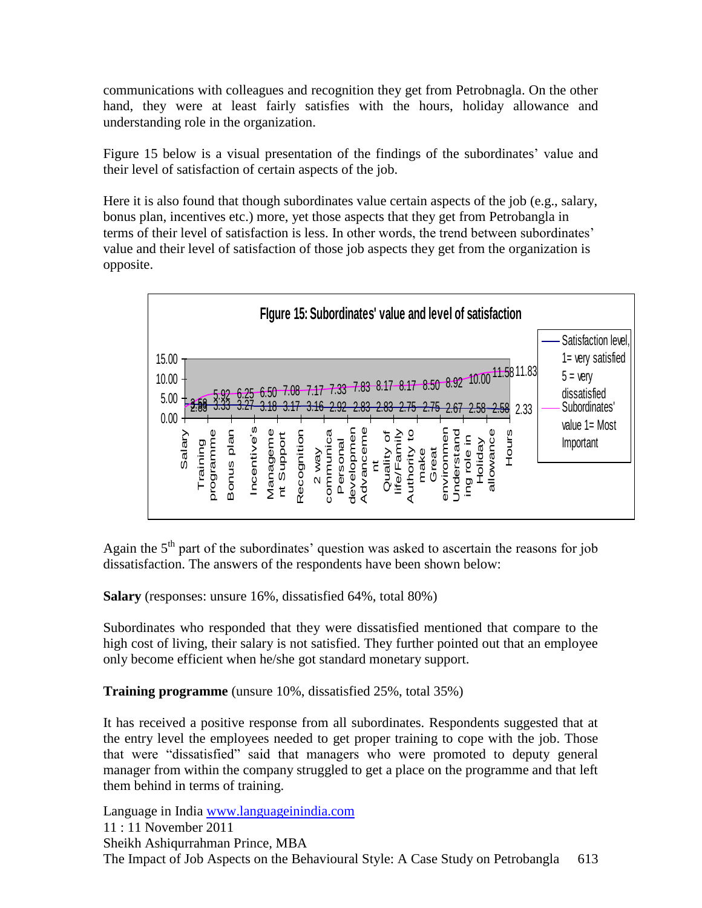communications with colleagues and recognition they get from Petrobnagla. On the other hand, they were at least fairly satisfies with the hours, holiday allowance and understanding role in the organization.

Figure 15 below is a visual presentation of the findings of the subordinates' value and their level of satisfaction of certain aspects of the job.

Here it is also found that though subordinates value certain aspects of the job (e.g., salary, bonus plan, incentives etc.) more, yet those aspects that they get from Petrobangla in terms of their level of satisfaction is less. In other words, the trend between subordinates' value and their level of satisfaction of those job aspects they get from the organization is opposite.

**FIgure 15: Subordinates' value and level of satisfaction**

| Job aspect | Satisfaction level, 1= very satisfied 5 = very dissatisfied | Subordinates' value 1= Most Important |
|---|---|---|
| Salary | 3.58 | 2.83 |
| Training programme | 3.33 | 5.92 |
| Bonus plan | 3.27 | 6.25 |
| Incentive's | 3.18 | 6.50 |
| Management Support | 3.17 | 7.08 |
| Recognition | 3.16 | 7.17 |
| 2 way communication | 2.92 | 7.33 |
| Personal development | 2.83 | 7.83 |
| Advancement | 2.83 | 8.17 |
| Quality of life/Family | 2.75 | 8.17 |
| Authority to make | 2.75 | 8.50 |
| Great environment | 2.67 | 8.92 |
| Understanding role in | 2.58 | 10.00 |
| Holiday allowance | 2.58 | 11.58 |
| Hours | 2.33 | 11.83 |

Again the 5th part of the subordinates' question was asked to ascertain the reasons for job dissatisfaction. The answers of the respondents have been shown below:

**Salary** (responses: unsure 16%, dissatisfied 64%, total 80%)

Subordinates who responded that they were dissatisfied mentioned that compare to the high cost of living, their salary is not satisfied. They further pointed out that an employee only become efficient when he/she got standard monetary support.

**Training programme** (unsure 10%, dissatisfied 25%, total 35%)

It has received a positive response from all subordinates. Respondents suggested that at the entry level the employees needed to get proper training to cope with the job. Those that were "dissatisfied" said that managers who were promoted to deputy general manager from within the company struggled to get a place on the programme and that left them behind in terms of training.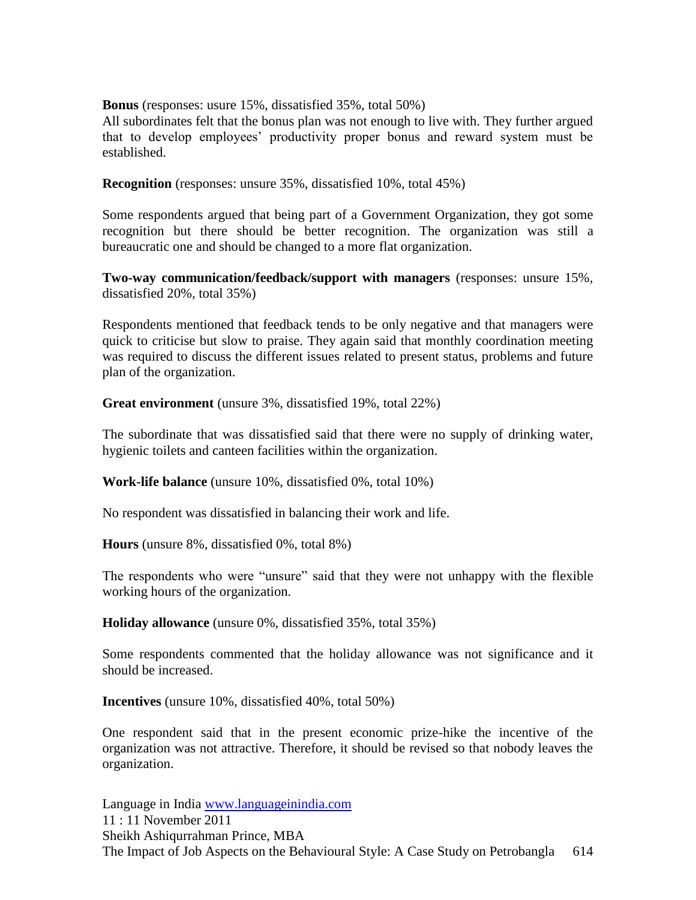**Bonus** (responses: usure 15%, dissatisfied 35%, total 50%)
All subordinates felt that the bonus plan was not enough to live with. They further argued that to develop employees' productivity proper bonus and reward system must be established.

**Recognition** (responses: unsure 35%, dissatisfied 10%, total 45%)

Some respondents argued that being part of a Government Organization, they got some recognition but there should be better recognition. The organization was still a bureaucratic one and should be changed to a more flat organization.

**Two-way communication/feedback/support with managers** (responses: unsure 15%, dissatisfied 20%, total 35%)

Respondents mentioned that feedback tends to be only negative and that managers were quick to criticise but slow to praise. They again said that monthly coordination meeting was required to discuss the different issues related to present status, problems and future plan of the organization.

**Great environment** (unsure 3%, dissatisfied 19%, total 22%)

The subordinate that was dissatisfied said that there were no supply of drinking water, hygienic toilets and canteen facilities within the organization.

**Work-life balance** (unsure 10%, dissatisfied 0%, total 10%)

No respondent was dissatisfied in balancing their work and life.

**Hours** (unsure 8%, dissatisfied 0%, total 8%)

The respondents who were "unsure" said that they were not unhappy with the flexible working hours of the organization.

**Holiday allowance** (unsure 0%, dissatisfied 35%, total 35%)

Some respondents commented that the holiday allowance was not significance and it should be increased.

**Incentives** (unsure 10%, dissatisfied 40%, total 50%)

One respondent said that in the present economic prize-hike the incentive of the organization was not attractive. Therefore, it should be revised so that nobody leaves the organization.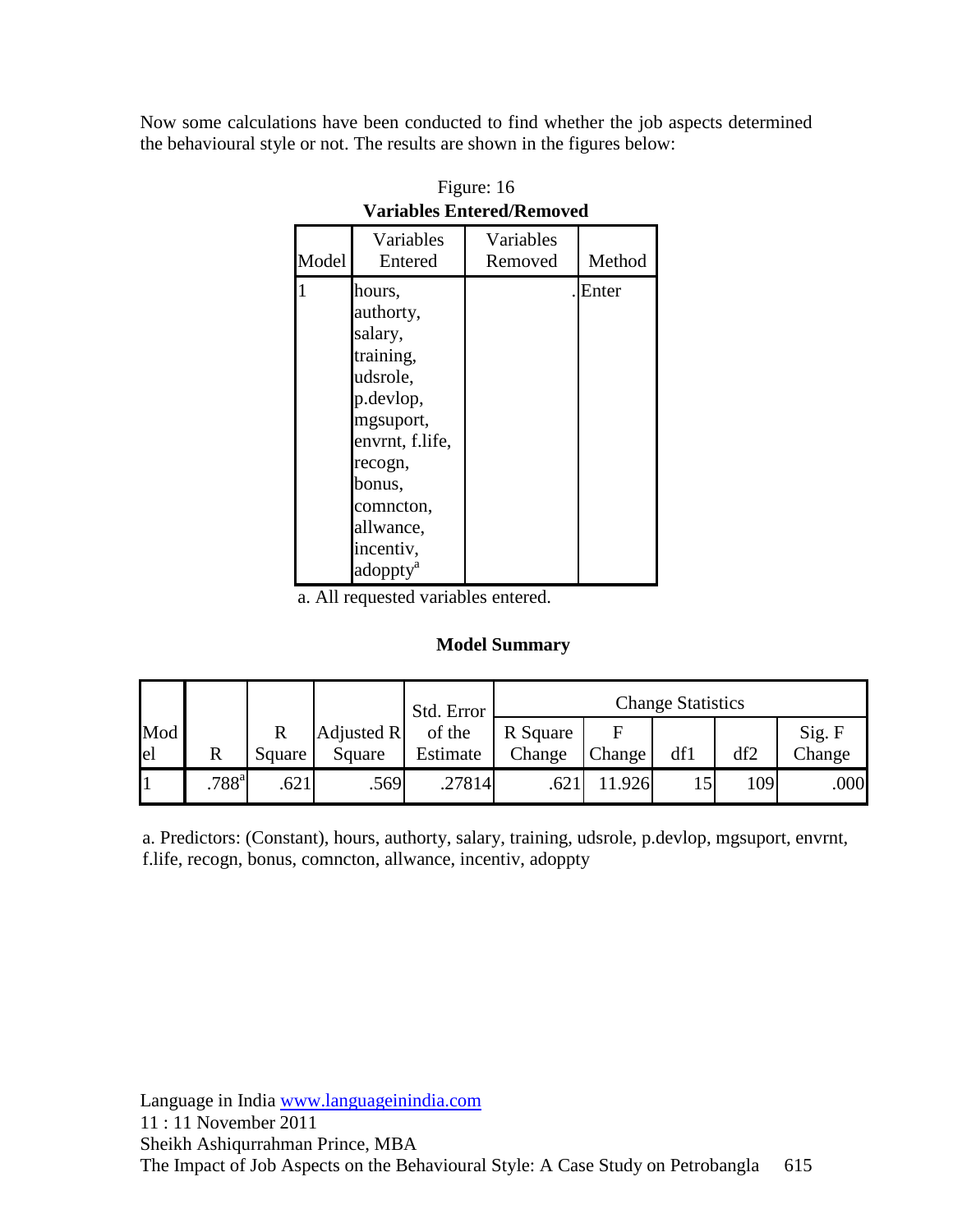Now some calculations have been conducted to find whether the job aspects determined the behavioural style or not. The results are shown in the figures below:

Figure: 16

**Variables Entered/Removed**

| Model | Variables Entered | Variables Removed | Method |
|---|---|---|---|
| 1 | hours, authorty, salary, training, udsrole, p.devlop, mgsuport, envrnt, f.life, recogn, bonus, comncton, allwance, incentiv, adoppty[a] | . | Enter |

a. All requested variables entered.

**Model Summary**

| Model | R | R Square | Adjusted R Square | Std. Error of the Estimate | Change Statistics | | | | |
|---|---|---|---|---|---|---|---|---|---|
| | | | | | R Square Change | F Change | df1 | df2 | Sig. F Change |
| 1 | .788[a] | .621 | .569 | .27814 | .621 | 11.926 | 15 | 109 | .000 |

a. Predictors: (Constant), hours, authorty, salary, training, udsrole, p.devlop, mgsuport, envrnt, f.life, recogn, bonus, comncton, allwance, incentiv, adoppty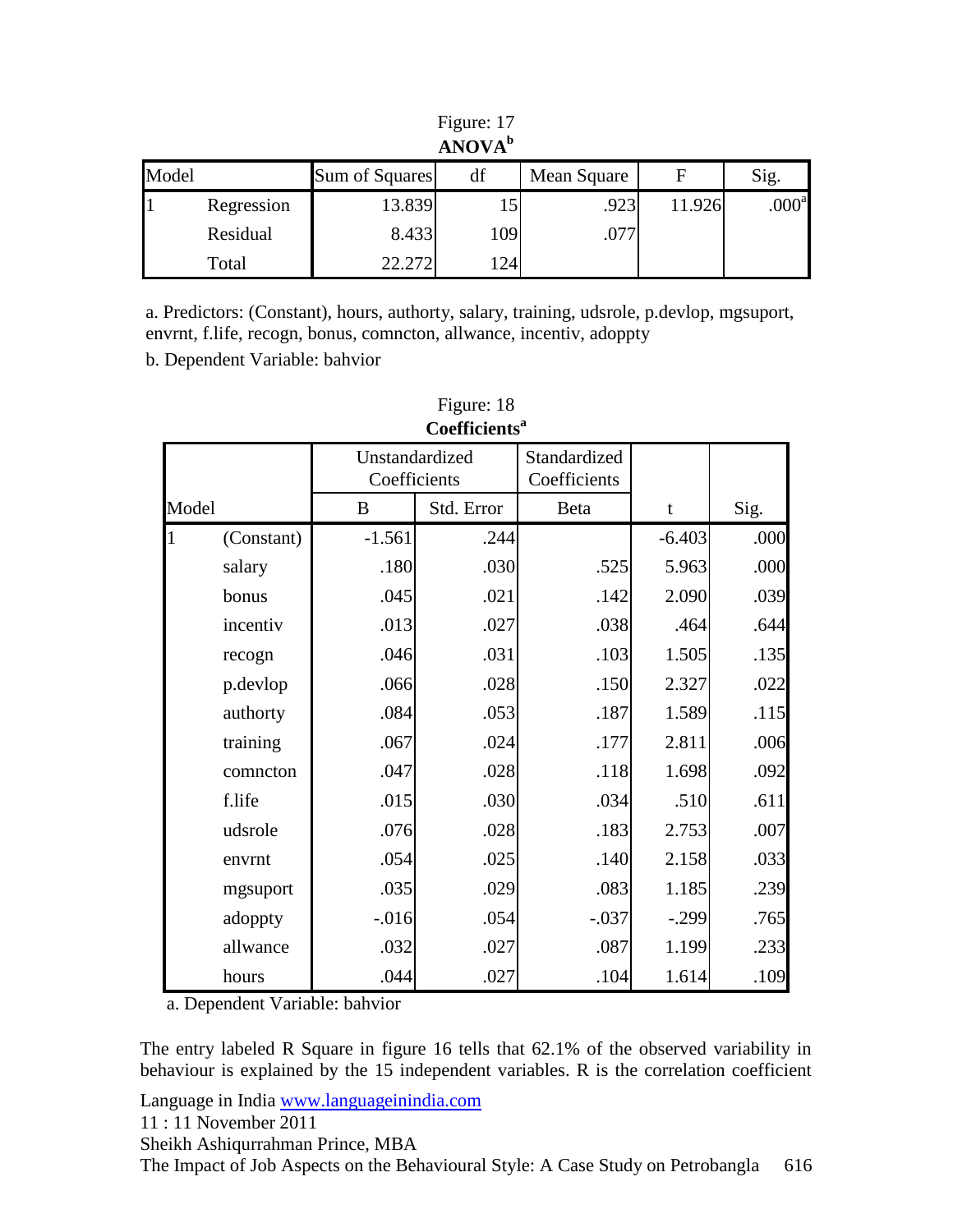Figure: 17

**ANOVA[b]**

| Model | | Sum of Squares | df | Mean Square | F | Sig. |
|---|---|---|---|---|---|---|
| 1 | Regression | 13.839 | 15 | .923 | 11.926 | .000[a] |
| | Residual | 8.433 | 109 | .077 | | |
| | Total | 22.272 | 124 | | | |

a. Predictors: (Constant), hours, authorty, salary, training, udsrole, p.devlop, mgsuport, envrnt, f.life, recogn, bonus, comncton, allwance, incentiv, adoppty

b. Dependent Variable: bahvior

Figure: 18

**Coefficients[a]**

| | | Unstandardized Coefficients | | Standardized Coefficients | | |
|---|---|---|---|---|---|---|
| Model | | B | Std. Error | Beta | t | Sig. |
| 1 | (Constant) | -1.561 | .244 | | -6.403 | .000 |
| | salary | .180 | .030 | .525 | 5.963 | .000 |
| | bonus | .045 | .021 | .142 | 2.090 | .039 |
| | incentiv | .013 | .027 | .038 | .464 | .644 |
| | recogn | .046 | .031 | .103 | 1.505 | .135 |
| | p.devlop | .066 | .028 | .150 | 2.327 | .022 |
| | authorty | .084 | .053 | .187 | 1.589 | .115 |
| | training | .067 | .024 | .177 | 2.811 | .006 |
| | comncton | .047 | .028 | .118 | 1.698 | .092 |
| | f.life | .015 | .030 | .034 | .510 | .611 |
| | udsrole | .076 | .028 | .183 | 2.753 | .007 |
| | envrnt | .054 | .025 | .140 | 2.158 | .033 |
| | mgsuport | .035 | .029 | .083 | 1.185 | .239 |
| | adoppty | -.016 | .054 | -.037 | -.299 | .765 |
| | allwance | .032 | .027 | .087 | 1.199 | .233 |
| | hours | .044 | .027 | .104 | 1.614 | .109 |

a. Dependent Variable: bahvior

The entry labeled R Square in figure 16 tells that 62.1% of the observed variability in behaviour is explained by the 15 independent variables. R is the correlation coefficient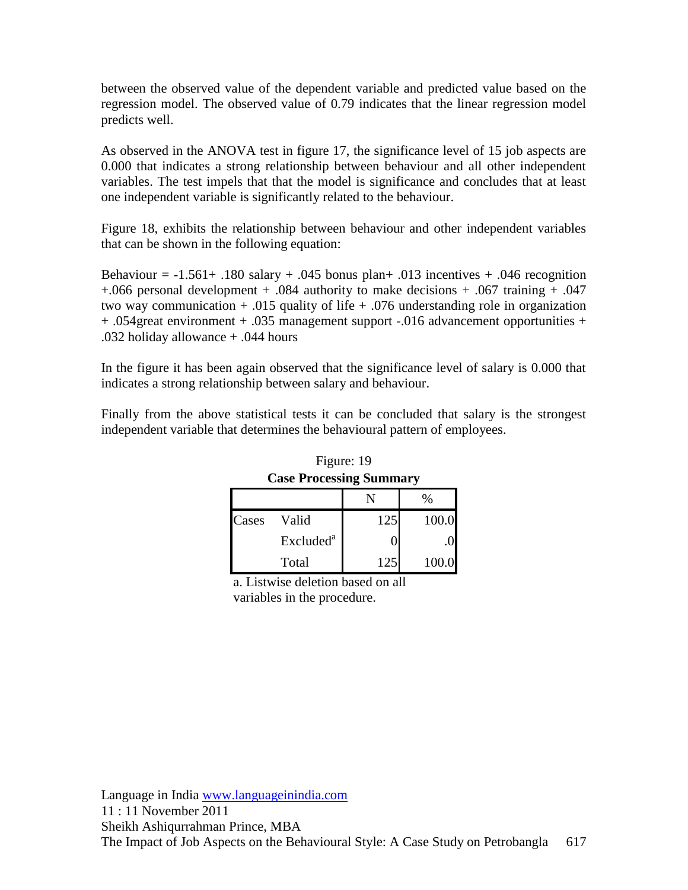between the observed value of the dependent variable and predicted value based on the regression model. The observed value of 0.79 indicates that the linear regression model predicts well.

As observed in the ANOVA test in figure 17, the significance level of 15 job aspects are 0.000 that indicates a strong relationship between behaviour and all other independent variables. The test impels that that the model is significance and concludes that at least one independent variable is significantly related to the behaviour.

Figure 18, exhibits the relationship between behaviour and other independent variables that can be shown in the following equation:

Behaviour = -1.561+ .180 salary + .045 bonus plan+ .013 incentives + .046 recognition +.066 personal development + .084 authority to make decisions + .067 training + .047 two way communication + .015 quality of life + .076 understanding role in organization + .054great environment + .035 management support -.016 advancement opportunities + .032 holiday allowance + .044 hours

In the figure it has been again observed that the significance level of salary is 0.000 that indicates a strong relationship between salary and behaviour.

Finally from the above statistical tests it can be concluded that salary is the strongest independent variable that determines the behavioural pattern of employees.

Figure: 19

**Case Processing Summary**

| | | N | % |
|---|---|---|---|
| Cases | Valid | 125 | 100.0 |
| | Excluded[a] | 0 | .0 |
| | Total | 125 | 100.0 |

a. Listwise deletion based on all variables in the procedure.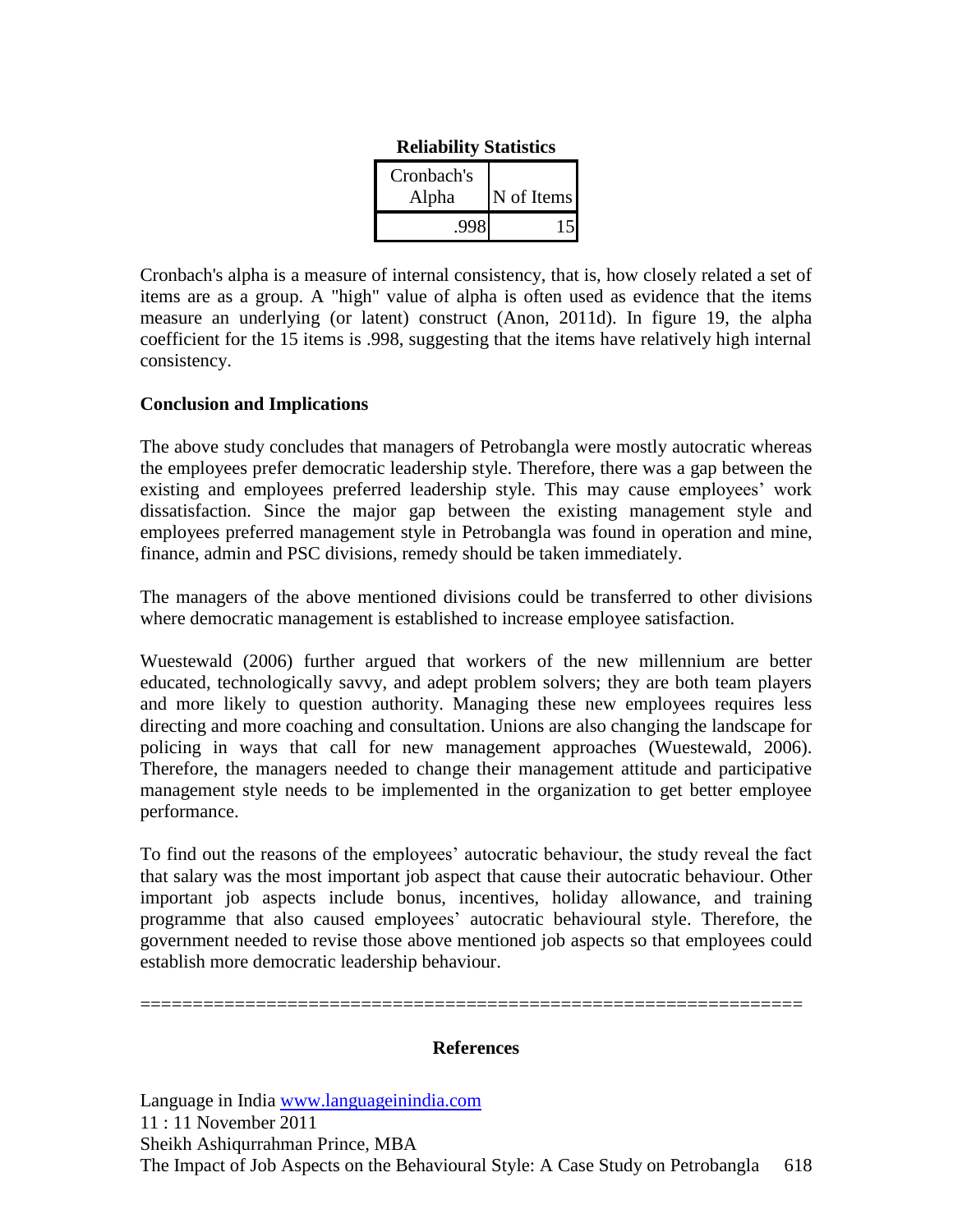**Reliability Statistics**

| Cronbach's Alpha | N of Items |
| --- | --- |
| .998 | 15 |

Cronbach's alpha is a measure of internal consistency, that is, how closely related a set of items are as a group. A "high" value of alpha is often used as evidence that the items measure an underlying (or latent) construct (Anon, 2011d). In figure 19, the alpha coefficient for the 15 items is .998, suggesting that the items have relatively high internal consistency.

## Conclusion and Implications

The above study concludes that managers of Petrobangla were mostly autocratic whereas the employees prefer democratic leadership style. Therefore, there was a gap between the existing and employees preferred leadership style. This may cause employees' work dissatisfaction. Since the major gap between the existing management style and employees preferred management style in Petrobangla was found in operation and mine, finance, admin and PSC divisions, remedy should be taken immediately.

The managers of the above mentioned divisions could be transferred to other divisions where democratic management is established to increase employee satisfaction.

Wuestewald (2006) further argued that workers of the new millennium are better educated, technologically savvy, and adept problem solvers; they are both team players and more likely to question authority. Managing these new employees requires less directing and more coaching and consultation. Unions are also changing the landscape for policing in ways that call for new management approaches (Wuestewald, 2006). Therefore, the managers needed to change their management attitude and participative management style needs to be implemented in the organization to get better employee performance.

To find out the reasons of the employees' autocratic behaviour, the study reveal the fact that salary was the most important job aspect that cause their autocratic behaviour. Other important job aspects include bonus, incentives, holiday allowance, and training programme that also caused employees' autocratic behavioural style. Therefore, the government needed to revise those above mentioned job aspects so that employees could establish more democratic leadership behaviour.

==============================================================

## References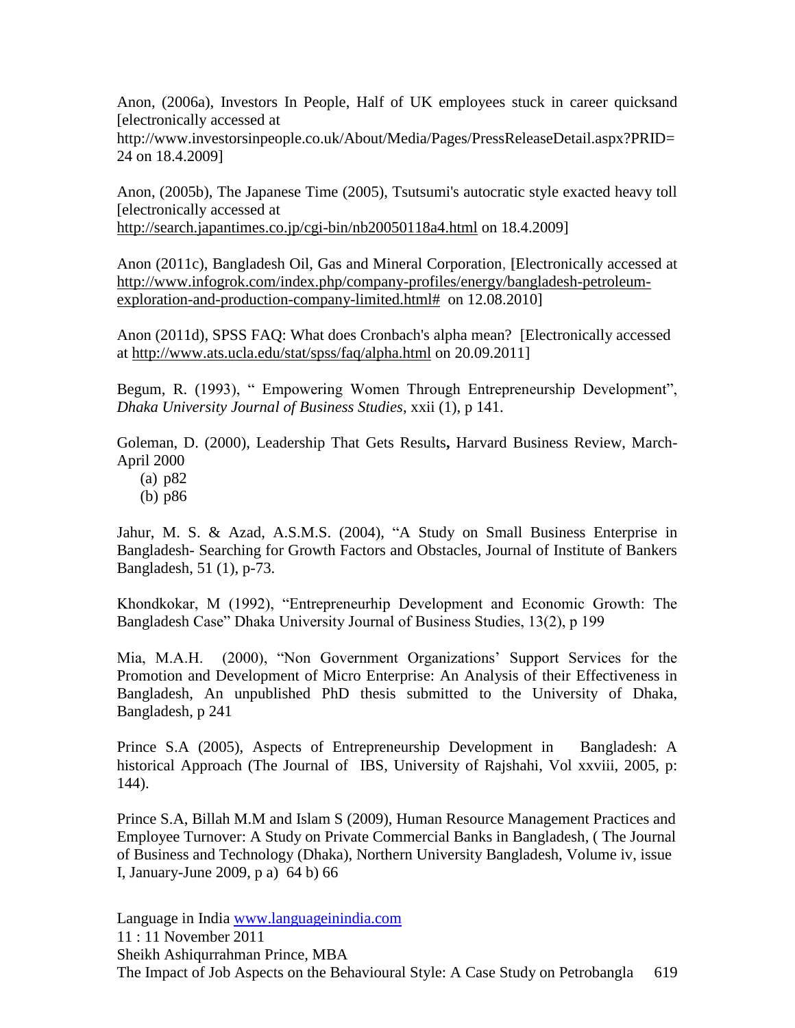Anon, (2006a), Investors In People, Half of UK employees stuck in career quicksand [electronically accessed at http://www.investorsinpeople.co.uk/About/Media/Pages/PressReleaseDetail.aspx?PRID=24 on 18.4.2009]

Anon, (2005b), The Japanese Time (2005), Tsutsumi's autocratic style exacted heavy toll [electronically accessed at http://search.japantimes.co.jp/cgi-bin/nb20050118a4.html on 18.4.2009]

Anon (2011c), Bangladesh Oil, Gas and Mineral Corporation, [Electronically accessed at http://www.infogrok.com/index.php/company-profiles/energy/bangladesh-petroleum-exploration-and-production-company-limited.html# on 12.08.2010]

Anon (2011d), SPSS FAQ: What does Cronbach's alpha mean? [Electronically accessed at http://www.ats.ucla.edu/stat/spss/faq/alpha.html on 20.09.2011]

Begum, R. (1993), " Empowering Women Through Entrepreneurship Development", *Dhaka University Journal of Business Studies*, xxii (1), p 141.

Goleman, D. (2000), Leadership That Gets Results**,** Harvard Business Review, March-April 2000

(a) p82
(b) p86

Jahur, M. S. & Azad, A.S.M.S. (2004), "A Study on Small Business Enterprise in Bangladesh- Searching for Growth Factors and Obstacles, Journal of Institute of Bankers Bangladesh, 51 (1), p-73.

Khondkokar, M (1992), "Entrepreneurhip Development and Economic Growth: The Bangladesh Case" Dhaka University Journal of Business Studies, 13(2), p 199

Mia, M.A.H. (2000), "Non Government Organizations' Support Services for the Promotion and Development of Micro Enterprise: An Analysis of their Effectiveness in Bangladesh, An unpublished PhD thesis submitted to the University of Dhaka, Bangladesh, p 241

Prince S.A (2005), Aspects of Entrepreneurship Development in Bangladesh: A historical Approach (The Journal of IBS, University of Rajshahi, Vol xxviii, 2005, p: 144).

Prince S.A, Billah M.M and Islam S (2009), Human Resource Management Practices and Employee Turnover: A Study on Private Commercial Banks in Bangladesh, ( The Journal of Business and Technology (Dhaka), Northern University Bangladesh, Volume iv, issue I, January-June 2009, p a) 64 b) 66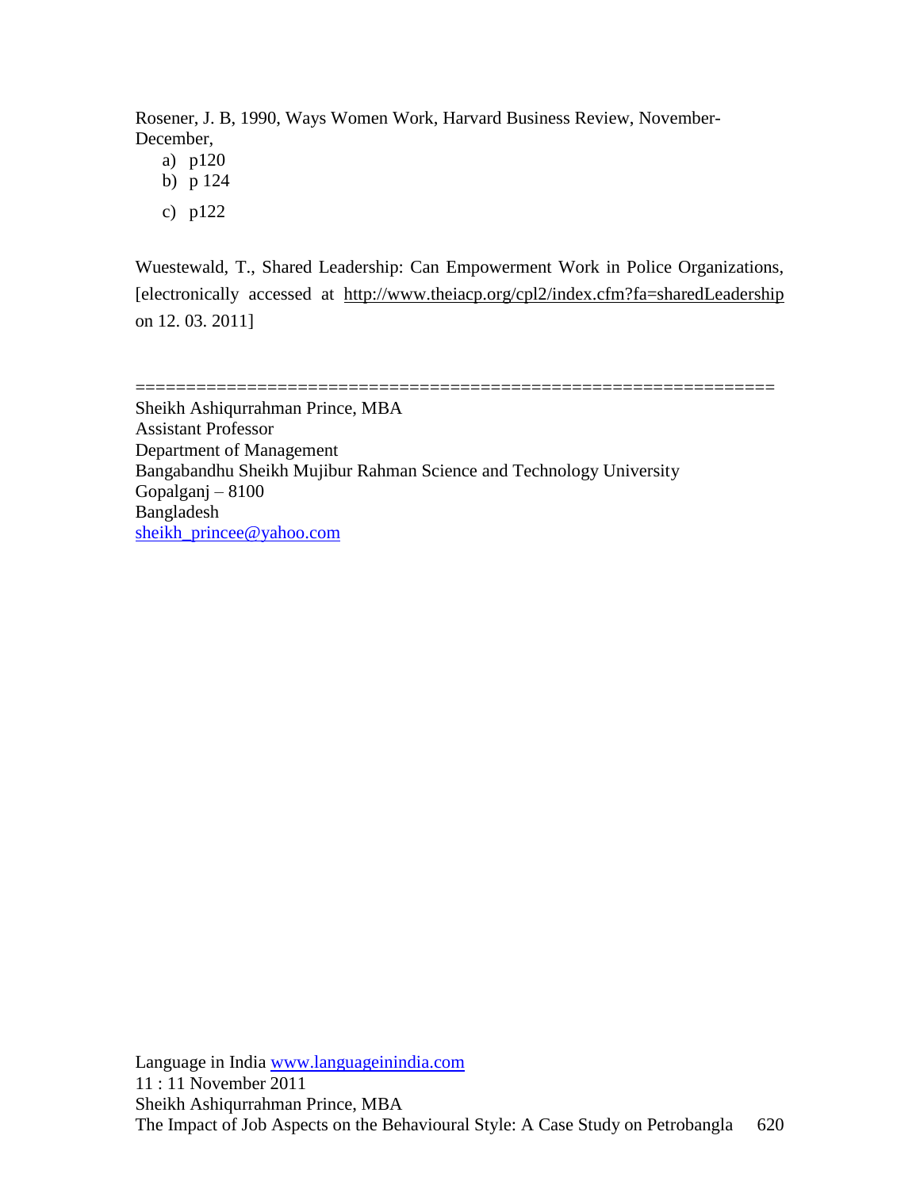Rosener, J. B, 1990, Ways Women Work, Harvard Business Review, November-December,

a) p120
b) p 124
c) p122

Wuestewald, T., Shared Leadership: Can Empowerment Work in Police Organizations, [electronically accessed at http://www.theiacp.org/cpl2/index.cfm?fa=sharedLeadership on 12. 03. 2011]

=============================================================

Sheikh Ashiqurrahman Prince, MBA
Assistant Professor
Department of Management
Bangabandhu Sheikh Mujibur Rahman Science and Technology University
Gopalganj – 8100
Bangladesh
sheikh_princee@yahoo.com